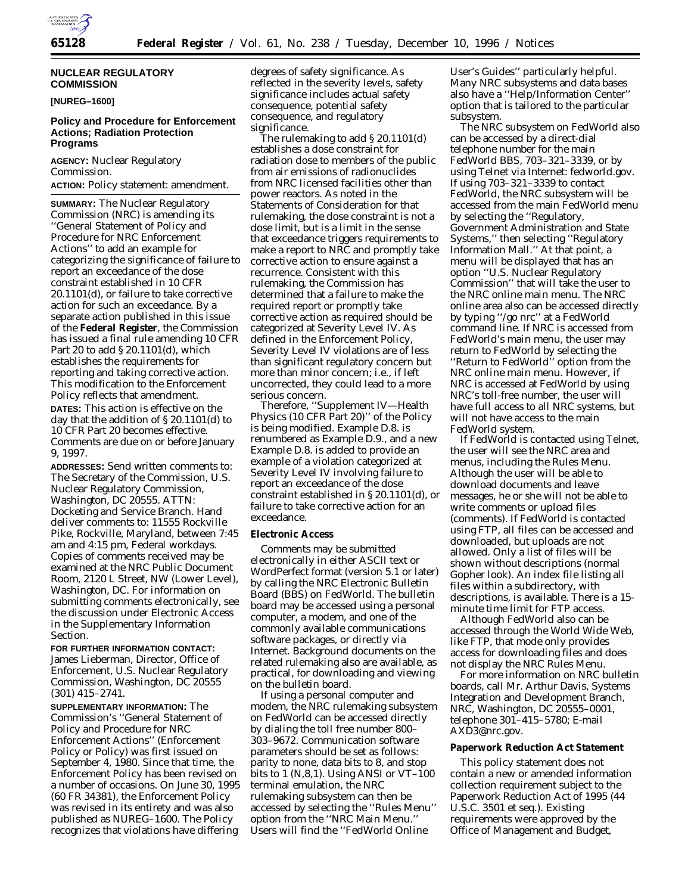## NUCLEAR REGULATORY COMMISSION

**[NUREG–1600]**

### Policy and Procedure for Enforcement Actions; Radiation Protection Programs

**AGENCY:** Nuclear Regulatory Commission.

**ACTION:** Policy statement: amendment.

**SUMMARY:** The Nuclear Regulatory Commission (NRC) is amending its ''General Statement of Policy and Procedure for NRC Enforcement Actions'' to add an example for categorizing the significance of failure to report an exceedance of the dose constraint established in 10 CFR 20.1101(d), or failure to take corrective action for such an exceedance. By a separate action published in this issue of the **Federal Register**, the Commission has issued a final rule amending 10 CFR Part 20 to add § 20.1101(d), which establishes the requirements for reporting and taking corrective action. This modification to the Enforcement Policy reflects that amendment.

**DATES:** This action is effective on the day that the addition of § 20.1101(d) to 10 CFR Part 20 becomes effective. Comments are due on or before January 9, 1997.

**ADDRESSES:** Send written comments to: The Secretary of the Commission, U.S. Nuclear Regulatory Commission, Washington, DC 20555. ATTN: Docketing and Service Branch. Hand deliver comments to: 11555 Rockville Pike, Rockville, Maryland, between 7:45 am and 4:15 pm, Federal workdays. Copies of comments received may be examined at the NRC Public Document Room, 2120 L Street, NW (Lower Level), Washington, DC. For information on submitting comments electronically, see the discussion under Electronic Access in the Supplementary Information Section.

**FOR FURTHER INFORMATION CONTACT:** James Lieberman, Director, Office of Enforcement, U.S. Nuclear Regulatory Commission, Washington, DC 20555 (301) 415–2741.

**SUPPLEMENTARY INFORMATION:** The Commission's ''General Statement of Policy and Procedure for NRC Enforcement Actions'' (Enforcement Policy or Policy) was first issued on September 4, 1980. Since that time, the Enforcement Policy has been revised on a number of occasions. On June 30, 1995 (60 FR 34381), the Enforcement Policy was revised in its entirety and was also published as NUREG–1600. The Policy recognizes that violations have differing degrees of safety significance. As reflected in the severity levels, safety significance includes actual safety consequence, potential safety consequence, and regulatory significance.

The rulemaking to add § 20.1101(d) establishes a dose constraint for radiation dose to members of the public from air emissions of radionuclides from NRC licensed facilities other than power reactors. As noted in the Statements of Consideration for that rulemaking, the dose constraint is not a dose limit, but is a limit in the sense that exceedance triggers requirements to make a report to NRC and promptly take corrective action to ensure against a recurrence. Consistent with this rulemaking, the Commission has determined that a failure to make the required report or promptly take corrective action as required should be categorized at Severity Level IV. As defined in the Enforcement Policy, Severity Level IV violations are of less than significant regulatory concern but more than minor concern; i.e., if left uncorrected, they could lead to a more serious concern.

Therefore, ''Supplement IV—Health Physics (10 CFR Part 20)'' of the Policy is being modified. Example D.8. is renumbered as Example D.9., and a new Example D.8. is added to provide an example of a violation categorized at Severity Level IV involving failure to report an exceedance of the dose constraint established in § 20.1101(d), or failure to take corrective action for an exceedance.

**Electronic Access**

Comments may be submitted electronically in either ASCII text or WordPerfect format (version 5.1 or later) by calling the NRC Electronic Bulletin Board (BBS) on FedWorld. The bulletin board may be accessed using a personal computer, a modem, and one of the commonly available communications software packages, or directly via Internet. Background documents on the related rulemaking also are available, as practical, for downloading and viewing on the bulletin board.

If using a personal computer and modem, the NRC rulemaking subsystem on FedWorld can be accessed directly by dialing the toll free number 800–303–9672. Communication software parameters should be set as follows: parity to none, data bits to 8, and stop bits to 1 (N,8,1). Using ANSI or VT–100 terminal emulation, the NRC rulemaking subsystem can then be accessed by selecting the ''Rules Menu'' option from the ''NRC Main Menu.'' Users will find the ''FedWorld Online User's Guides'' particularly helpful. Many NRC subsystems and data bases also have a ''Help/Information Center'' option that is tailored to the particular subsystem.

The NRC subsystem on FedWorld also can be accessed by a direct-dial telephone number for the main FedWorld BBS, 703–321–3339, or by using Telnet via Internet: fedworld.gov. If using 703–321–3339 to contact FedWorld, the NRC subsystem will be accessed from the main FedWorld menu by selecting the ''Regulatory, Government Administration and State Systems,'' then selecting ''Regulatory Information Mall.'' At that point, a menu will be displayed that has an option ''U.S. Nuclear Regulatory Commission'' that will take the user to the NRC online main menu. The NRC online area also can be accessed directly by typing ''/go nrc'' at a FedWorld command line. If NRC is accessed from FedWorld's main menu, the user may return to FedWorld by selecting the ''Return to FedWorld'' option from the NRC online main menu. However, if NRC is accessed at FedWorld by using NRC's toll-free number, the user will have full access to all NRC systems, but will not have access to the main FedWorld system.

If FedWorld is contacted using Telnet, the user will see the NRC area and menus, including the Rules Menu. Although the user will be able to download documents and leave messages, he or she will not be able to write comments or upload files (comments). If FedWorld is contacted using FTP, all files can be accessed and downloaded, but uploads are not allowed. Only a list of files will be shown without descriptions (normal Gopher look). An index file listing all files within a subdirectory, with descriptions, is available. There is a 15-minute time limit for FTP access.

Although FedWorld also can be accessed through the World Wide Web, like FTP, that mode only provides access for downloading files and does not display the NRC Rules Menu.

For more information on NRC bulletin boards, call Mr. Arthur Davis, Systems Integration and Development Branch, NRC, Washington, DC 20555–0001, telephone 301–415–5780; E-mail AXD3@nrc.gov.

**Paperwork Reduction Act Statement**

This policy statement does not contain a new or amended information collection requirement subject to the Paperwork Reduction Act of 1995 (44 U.S.C. 3501 et seq.). Existing requirements were approved by the Office of Management and Budget,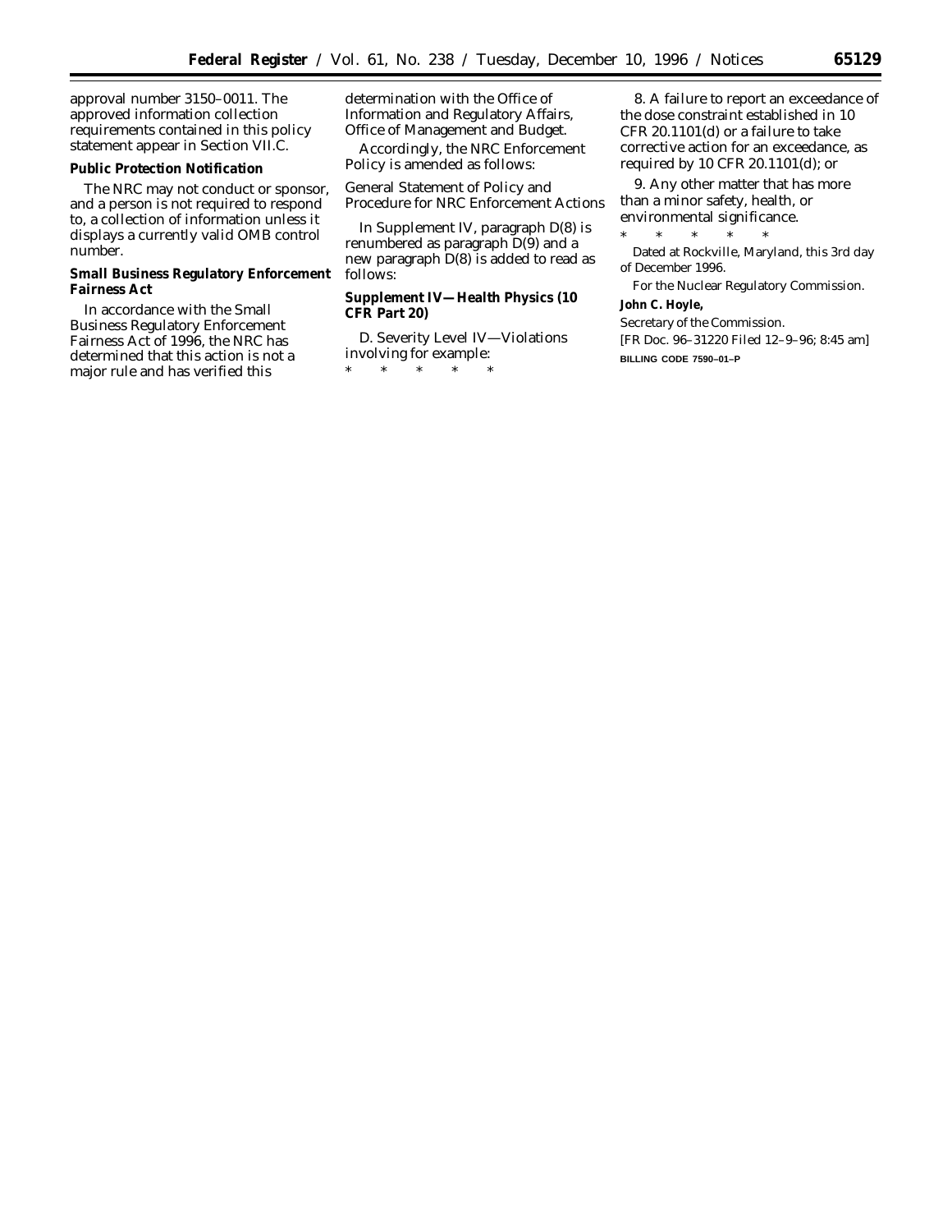approval number 3150–0011. The approved information collection requirements contained in this policy statement appear in Section VII.C.

**Public Protection Notification**

The NRC may not conduct or sponsor, and a person is not required to respond to, a collection of information unless it displays a currently valid OMB control number.

**Small Business Regulatory Enforcement Fairness Act**

In accordance with the Small Business Regulatory Enforcement Fairness Act of 1996, the NRC has determined that this action is not a major rule and has verified this determination with the Office of Information and Regulatory Affairs, Office of Management and Budget.

Accordingly, the NRC Enforcement Policy is amended as follows:

General Statement of Policy and Procedure for NRC Enforcement Actions

In Supplement IV, paragraph D(8) is renumbered as paragraph D(9) and a new paragraph D(8) is added to read as follows:

**Supplement IV—Health Physics (10 CFR Part 20)**

D. Severity Level IV—Violations involving for example:

\* \* \* \* \*

8. A failure to report an exceedance of the dose constraint established in 10 CFR 20.1101(d) or a failure to take corrective action for an exceedance, as required by 10 CFR 20.1101(d); or

9. Any other matter that has more than a minor safety, health, or environmental significance.

\* \* \* \* \*

Dated at Rockville, Maryland, this 3rd day of December 1996.

For the Nuclear Regulatory Commission.

**John C. Hoyle,**

*Secretary of the Commission.*

[FR Doc. 96–31220 Filed 12–9–96; 8:45 am]

BILLING CODE 7590–01–P